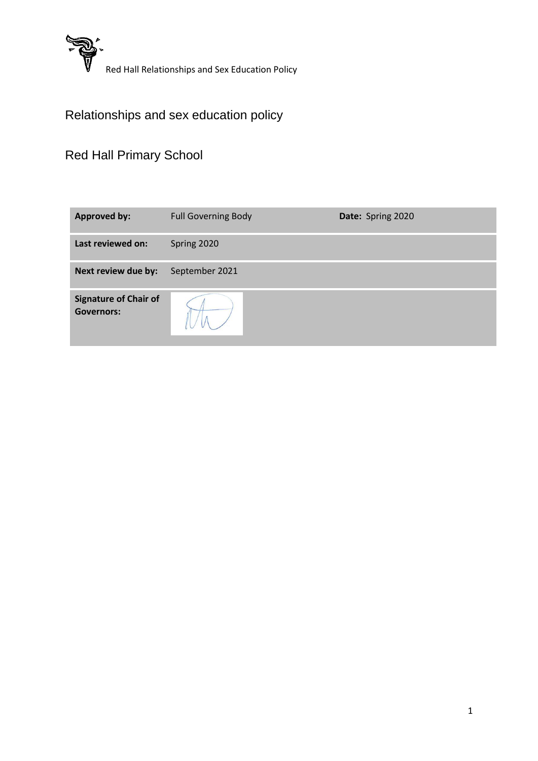Red Hall Relationships and Sex Education Policy

# Relationships and sex education policy

## Red Hall Primary School

| **Approved by:** | Full Governing Body | **Date:** Spring 2020 |
| --- | --- | --- |
| **Last reviewed on:** | Spring 2020 | |
| **Next review due by:** | September 2021 | |
| **Signature of Chair of Governors:** | | |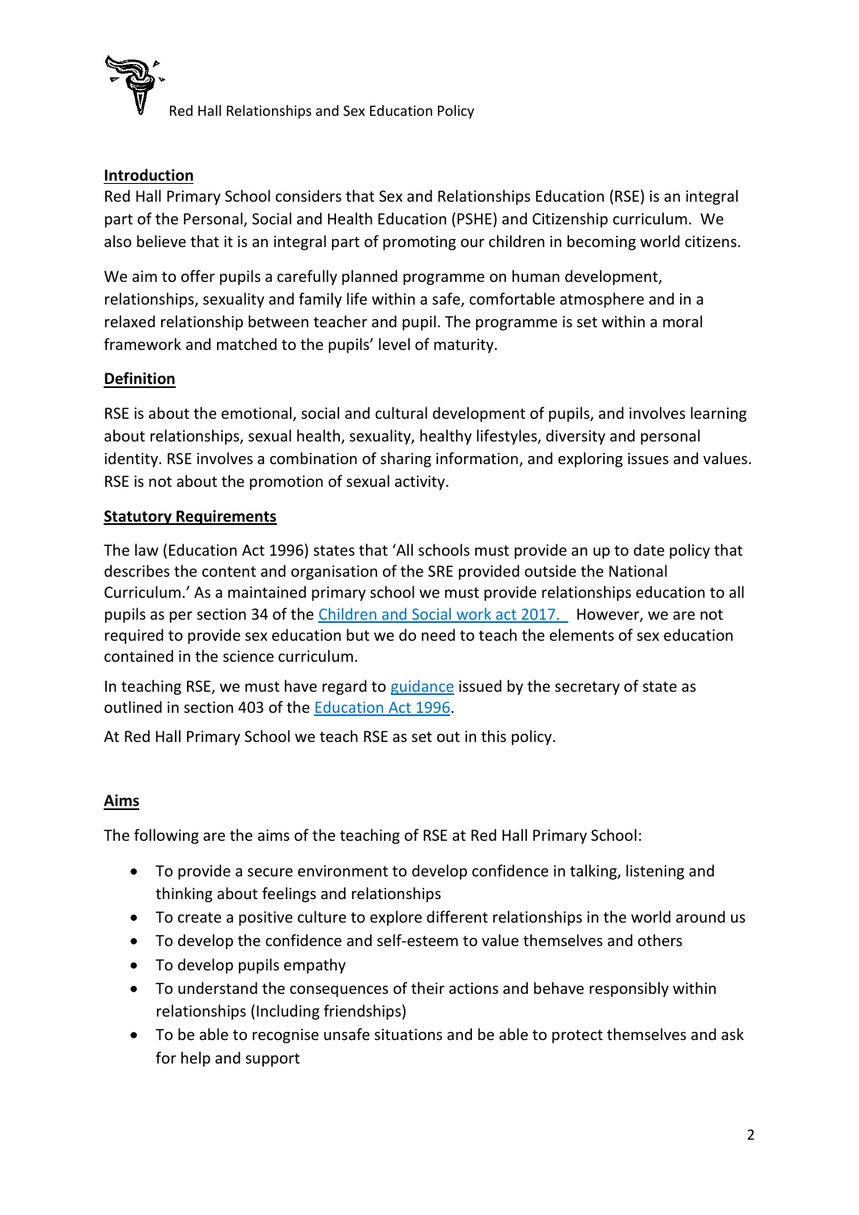## Introduction

Red Hall Primary School considers that Sex and Relationships Education (RSE) is an integral part of the Personal, Social and Health Education (PSHE) and Citizenship curriculum. We also believe that it is an integral part of promoting our children in becoming world citizens.

We aim to offer pupils a carefully planned programme on human development, relationships, sexuality and family life within a safe, comfortable atmosphere and in a relaxed relationship between teacher and pupil. The programme is set within a moral framework and matched to the pupils' level of maturity.

## Definition

RSE is about the emotional, social and cultural development of pupils, and involves learning about relationships, sexual health, sexuality, healthy lifestyles, diversity and personal identity. RSE involves a combination of sharing information, and exploring issues and values. RSE is not about the promotion of sexual activity.

## Statutory Requirements

The law (Education Act 1996) states that 'All schools must provide an up to date policy that describes the content and organisation of the SRE provided outside the National Curriculum.' As a maintained primary school we must provide relationships education to all pupils as per section 34 of the Children and Social work act 2017. However, we are not required to provide sex education but we do need to teach the elements of sex education contained in the science curriculum.

In teaching RSE, we must have regard to guidance issued by the secretary of state as outlined in section 403 of the Education Act 1996.

At Red Hall Primary School we teach RSE as set out in this policy.

## Aims

The following are the aims of the teaching of RSE at Red Hall Primary School:

- To provide a secure environment to develop confidence in talking, listening and thinking about feelings and relationships
- To create a positive culture to explore different relationships in the world around us
- To develop the confidence and self-esteem to value themselves and others
- To develop pupils empathy
- To understand the consequences of their actions and behave responsibly within relationships (Including friendships)
- To be able to recognise unsafe situations and be able to protect themselves and ask for help and support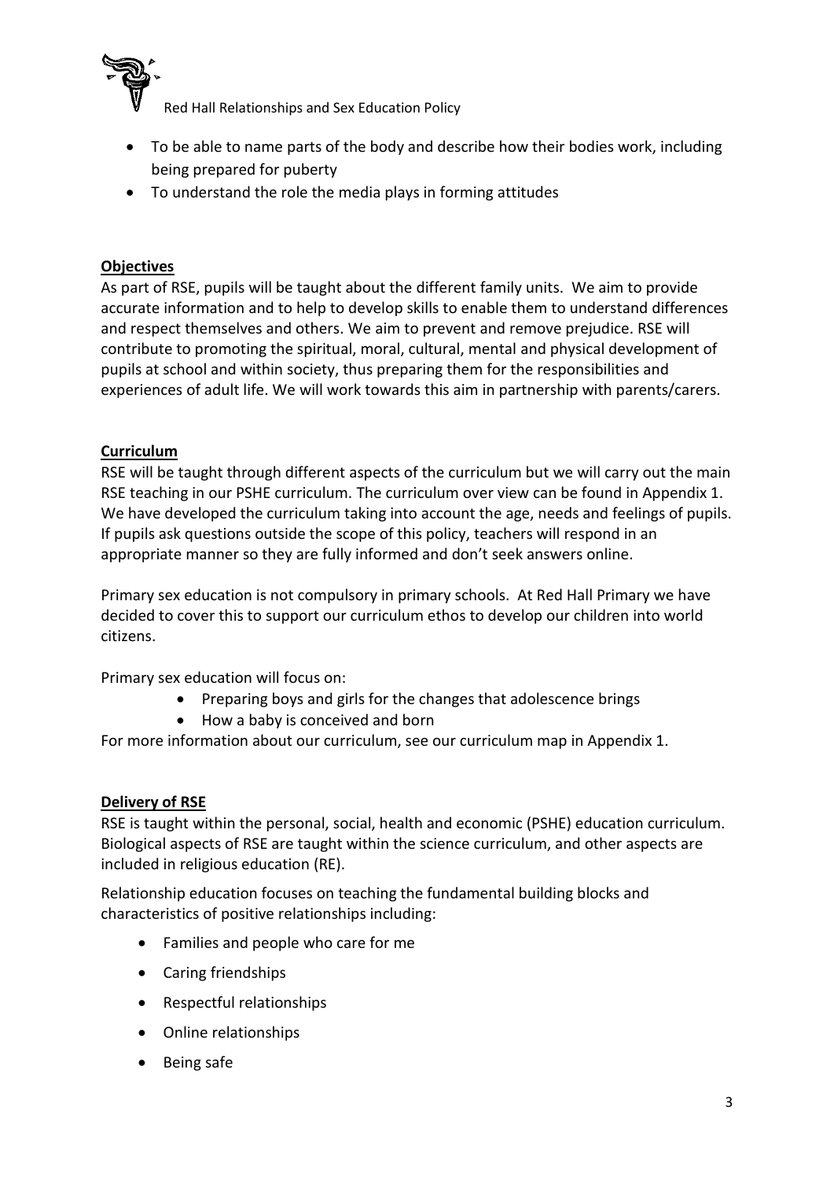- To be able to name parts of the body and describe how their bodies work, including being prepared for puberty
- To understand the role the media plays in forming attitudes

**Objectives**

As part of RSE, pupils will be taught about the different family units. We aim to provide accurate information and to help to develop skills to enable them to understand differences and respect themselves and others. We aim to prevent and remove prejudice. RSE will contribute to promoting the spiritual, moral, cultural, mental and physical development of pupils at school and within society, thus preparing them for the responsibilities and experiences of adult life. We will work towards this aim in partnership with parents/carers.

**Curriculum**

RSE will be taught through different aspects of the curriculum but we will carry out the main RSE teaching in our PSHE curriculum. The curriculum over view can be found in Appendix 1. We have developed the curriculum taking into account the age, needs and feelings of pupils. If pupils ask questions outside the scope of this policy, teachers will respond in an appropriate manner so they are fully informed and don't seek answers online.

Primary sex education is not compulsory in primary schools. At Red Hall Primary we have decided to cover this to support our curriculum ethos to develop our children into world citizens.

Primary sex education will focus on:

- Preparing boys and girls for the changes that adolescence brings
- How a baby is conceived and born

For more information about our curriculum, see our curriculum map in Appendix 1.

**Delivery of RSE**

RSE is taught within the personal, social, health and economic (PSHE) education curriculum. Biological aspects of RSE are taught within the science curriculum, and other aspects are included in religious education (RE).

Relationship education focuses on teaching the fundamental building blocks and characteristics of positive relationships including:

- Families and people who care for me
- Caring friendships
- Respectful relationships
- Online relationships
- Being safe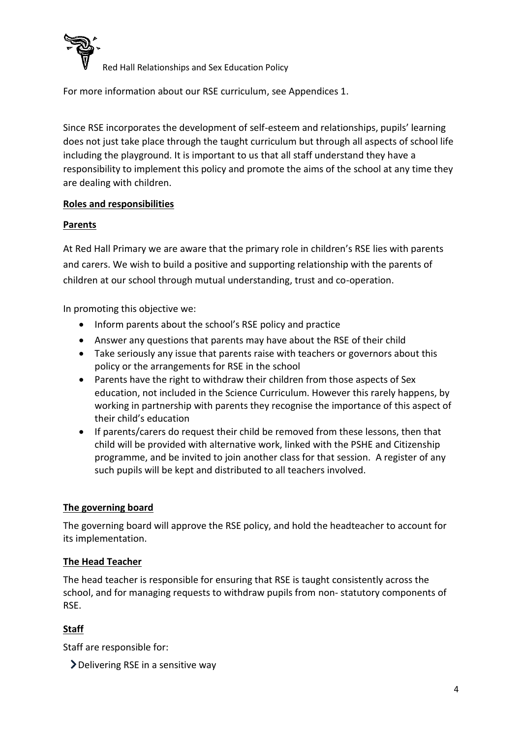For more information about our RSE curriculum, see Appendices 1.

Since RSE incorporates the development of self-esteem and relationships, pupils' learning does not just take place through the taught curriculum but through all aspects of school life including the playground. It is important to us that all staff understand they have a responsibility to implement this policy and promote the aims of the school at any time they are dealing with children.

## Roles and responsibilities

### Parents

At Red Hall Primary we are aware that the primary role in children's RSE lies with parents and carers. We wish to build a positive and supporting relationship with the parents of children at our school through mutual understanding, trust and co-operation.

In promoting this objective we:

- Inform parents about the school's RSE policy and practice
- Answer any questions that parents may have about the RSE of their child
- Take seriously any issue that parents raise with teachers or governors about this policy or the arrangements for RSE in the school
- Parents have the right to withdraw their children from those aspects of Sex education, not included in the Science Curriculum. However this rarely happens, by working in partnership with parents they recognise the importance of this aspect of their child's education
- If parents/carers do request their child be removed from these lessons, then that child will be provided with alternative work, linked with the PSHE and Citizenship programme, and be invited to join another class for that session. A register of any such pupils will be kept and distributed to all teachers involved.

### The governing board

The governing board will approve the RSE policy, and hold the headteacher to account for its implementation.

### The Head Teacher

The head teacher is responsible for ensuring that RSE is taught consistently across the school, and for managing requests to withdraw pupils from non- statutory components of RSE.

### Staff

Staff are responsible for:

- Delivering RSE in a sensitive way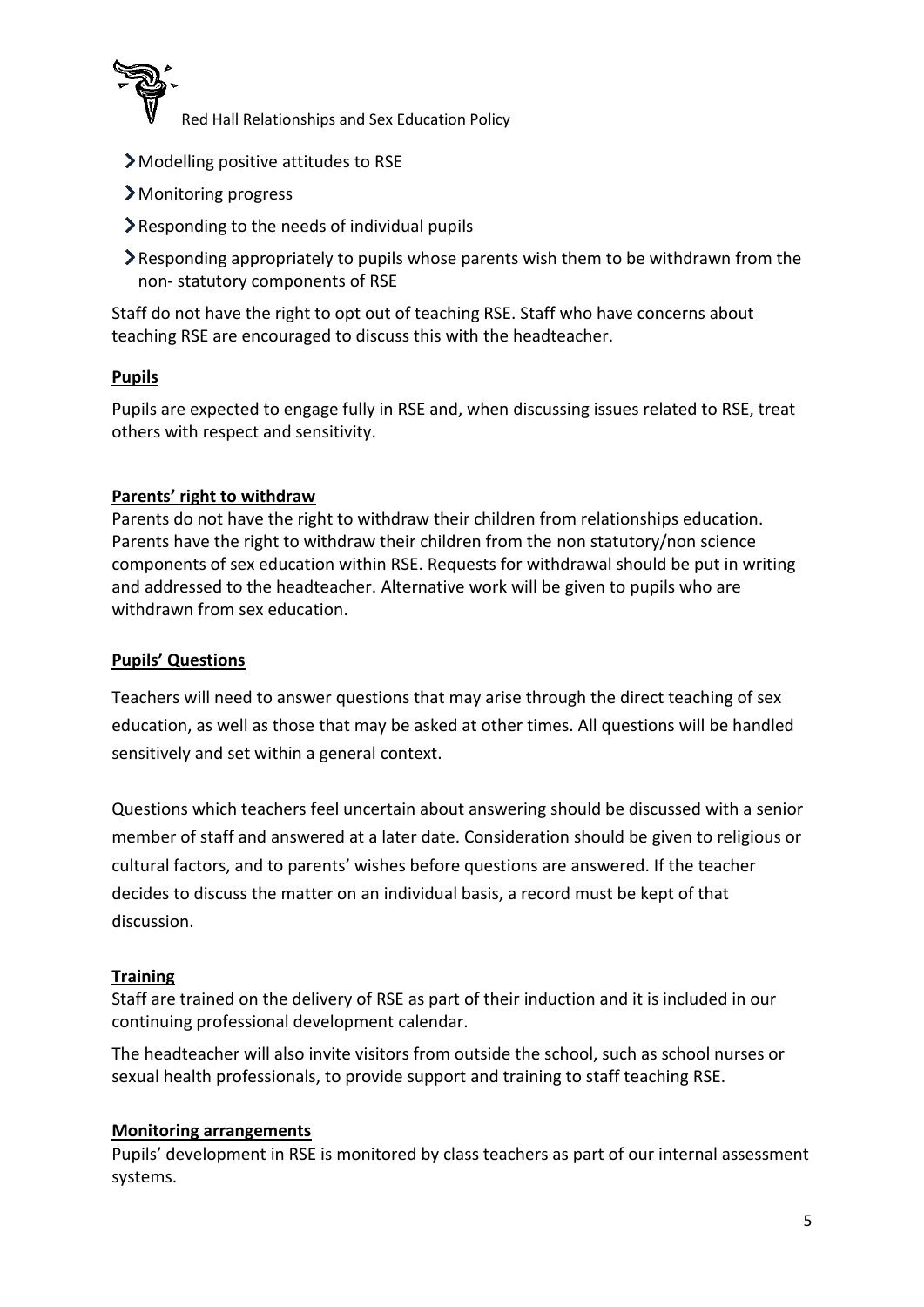- Modelling positive attitudes to RSE
- Monitoring progress
- Responding to the needs of individual pupils
- Responding appropriately to pupils whose parents wish them to be withdrawn from the non- statutory components of RSE

Staff do not have the right to opt out of teaching RSE. Staff who have concerns about teaching RSE are encouraged to discuss this with the headteacher.

**Pupils**

Pupils are expected to engage fully in RSE and, when discussing issues related to RSE, treat others with respect and sensitivity.

**Parents' right to withdraw**

Parents do not have the right to withdraw their children from relationships education. Parents have the right to withdraw their children from the non statutory/non science components of sex education within RSE. Requests for withdrawal should be put in writing and addressed to the headteacher. Alternative work will be given to pupils who are withdrawn from sex education.

**Pupils' Questions**

Teachers will need to answer questions that may arise through the direct teaching of sex education, as well as those that may be asked at other times. All questions will be handled sensitively and set within a general context.

Questions which teachers feel uncertain about answering should be discussed with a senior member of staff and answered at a later date. Consideration should be given to religious or cultural factors, and to parents' wishes before questions are answered. If the teacher decides to discuss the matter on an individual basis, a record must be kept of that discussion.

**Training**

Staff are trained on the delivery of RSE as part of their induction and it is included in our continuing professional development calendar.

The headteacher will also invite visitors from outside the school, such as school nurses or sexual health professionals, to provide support and training to staff teaching RSE.

**Monitoring arrangements**

Pupils' development in RSE is monitored by class teachers as part of our internal assessment systems.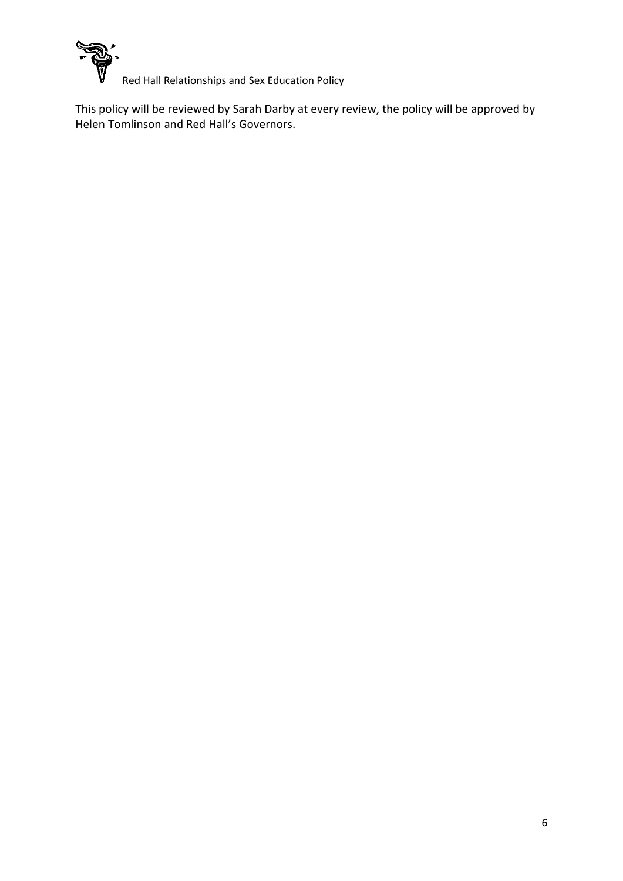This policy will be reviewed by Sarah Darby at every review, the policy will be approved by Helen Tomlinson and Red Hall's Governors.